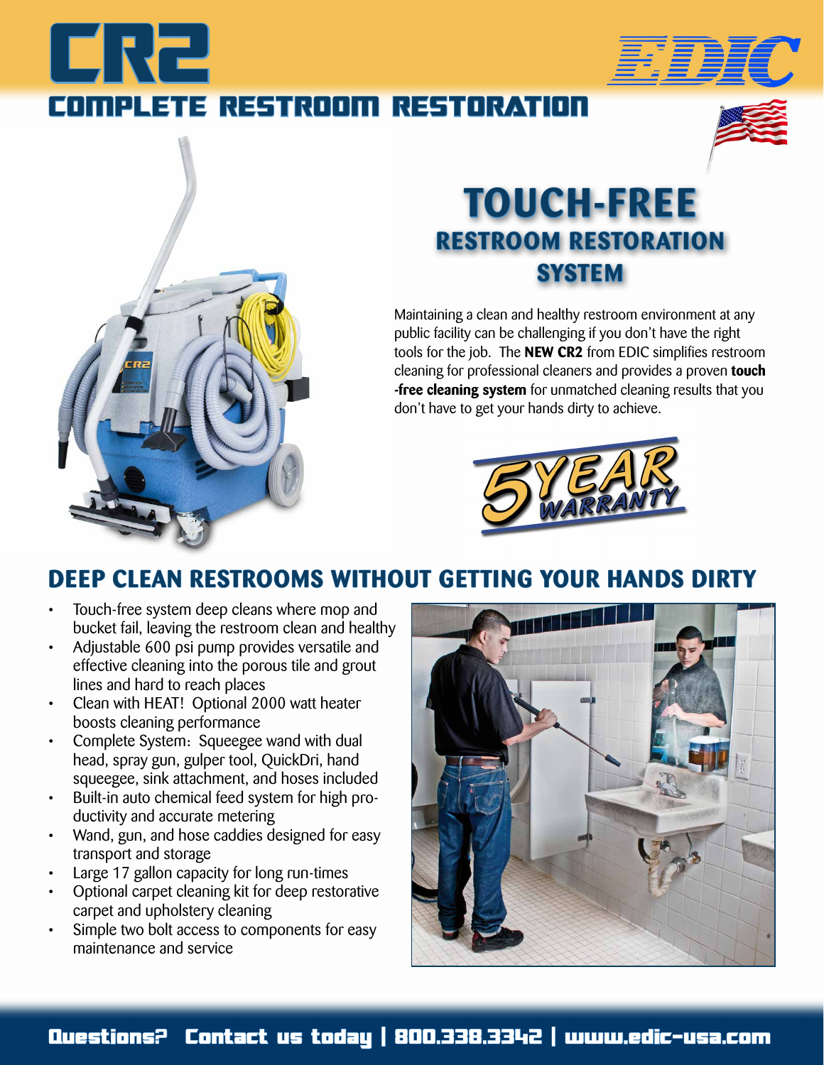# CR2

## COMPLETE RESTROOM RESTORATION

EDIC

# TOUCH-FREE

## RESTROOM RESTORATION SYSTEM

Maintaining a clean and healthy restroom environment at any public facility can be challenging if you don't have the right tools for the job. The **NEW CR2** from EDIC simplifies restroom cleaning for professional cleaners and provides a proven **touch-free cleaning system** for unmatched cleaning results that you don't have to get your hands dirty to achieve.

5 YEAR WARRANTY

## DEEP CLEAN RESTROOMS WITHOUT GETTING YOUR HANDS DIRTY

- Touch-free system deep cleans where mop and bucket fail, leaving the restroom clean and healthy
- Adjustable 600 psi pump provides versatile and effective cleaning into the porous tile and grout lines and hard to reach places
- Clean with HEAT! Optional 2000 watt heater boosts cleaning performance
- Complete System: Squeegee wand with dual head, spray gun, gulper tool, QuickDri, hand squeegee, sink attachment, and hoses included
- Built-in auto chemical feed system for high productivity and accurate metering
- Wand, gun, and hose caddies designed for easy transport and storage
- Large 17 gallon capacity for long run-times
- Optional carpet cleaning kit for deep restorative carpet and upholstery cleaning
- Simple two bolt access to components for easy maintenance and service

**Questions? Contact us today | 800.338.3342 | www.edic-usa.com**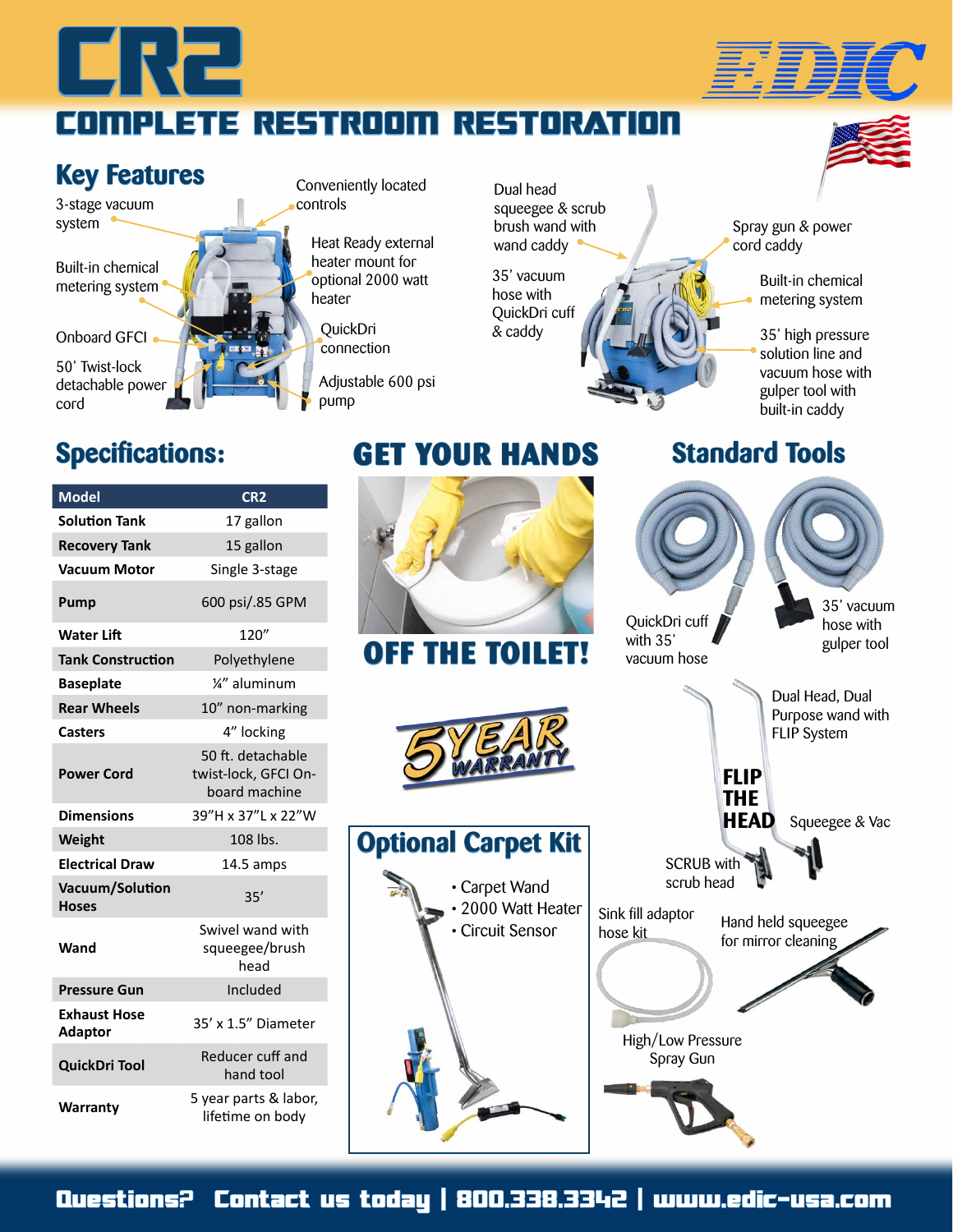# CR2

EDIC

## COMPLETE RESTROOM RESTORATION

## Key Features

3-stage vacuum system

Built-in chemical metering system

Onboard GFCI

50' Twist-lock detachable power cord

Conveniently located controls

Heat Ready external heater mount for optional 2000 watt heater

QuickDri connection

Adjustable 600 psi pump

Dual head squeegee & scrub brush wand with wand caddy

35' vacuum hose with QuickDri cuff & caddy

Spray gun & power cord caddy

Built-in chemical metering system

35' high pressure solution line and vacuum hose with gulper tool with built-in caddy

## Specifications:

| Model | CR2 |
|---|---|
| Solution Tank | 17 gallon |
| Recovery Tank | 15 gallon |
| Vacuum Motor | Single 3-stage |
| Pump | 600 psi/.85 GPM |
| Water Lift | 120" |
| Tank Construction | Polyethylene |
| Baseplate | ¼" aluminum |
| Rear Wheels | 10" non-marking |
| Casters | 4" locking |
| Power Cord | 50 ft. detachable twist-lock, GFCI On-board machine |
| Dimensions | 39"H x 37"L x 22"W |
| Weight | 108 lbs. |
| Electrical Draw | 14.5 amps |
| Vacuum/Solution Hoses | 35' |
| Wand | Swivel wand with squeegee/brush head |
| Pressure Gun | Included |
| Exhaust Hose Adaptor | 35' x 1.5" Diameter |
| QuickDri Tool | Reducer cuff and hand tool |
| Warranty | 5 year parts & labor, lifetime on body |

## GET YOUR HANDS OFF THE TOILET!

5 YEAR WARRANTY

## Optional Carpet Kit

- Carpet Wand
- 2000 Watt Heater
- Circuit Sensor

## Standard Tools

QuickDri cuff with 35' vacuum hose

35' vacuum hose with gulper tool

Dual Head, Dual Purpose wand with FLIP System

FLIP THE HEAD

SCRUB with scrub head

Squeegee & Vac

Sink fill adaptor hose kit

Hand held squeegee for mirror cleaning

High/Low Pressure Spray Gun

**Questions? Contact us today | 800.338.3342 | www.edic-usa.com**